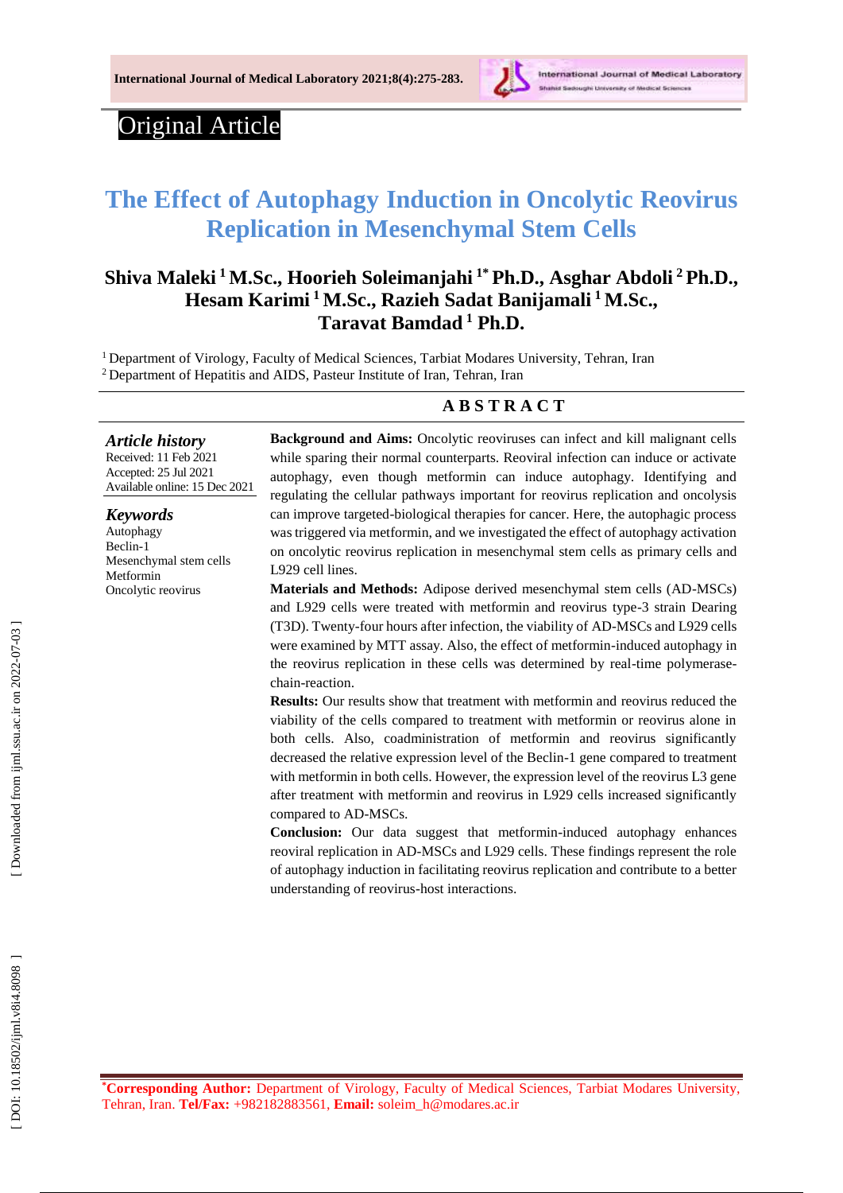Original Article

# The Effect of Autophagy Induction in Oncolytic Reovirus Replication in Mesenchymal Stem Cells

**Shiva Maleki [1] M.Sc., Hoorieh Soleimanjahi [1*] Ph.D., Asghar Abdoli [2] Ph.D., Hesam Karimi [1] M.Sc., Razieh Sadat Banijamali [1] M.Sc., Taravat Bamdad [1] Ph.D.**

[1] Department of Virology, Faculty of Medical Sciences, Tarbiat Modares University, Tehran, Iran
[2] Department of Hepatitis and AIDS, Pasteur Institute of Iran, Tehran, Iran

## ABSTRACT

***Article history***
Received: 11 Feb 2021
Accepted: 25 Jul 2021
Available online: 15 Dec 2021

***Keywords***
Autophagy
Beclin-1
Mesenchymal stem cells
Metformin
Oncolytic reovirus

**Background and Aims:** Oncolytic reoviruses can infect and kill malignant cells while sparing their normal counterparts. Reoviral infection can induce or activate autophagy, even though metformin can induce autophagy. Identifying and regulating the cellular pathways important for reovirus replication and oncolysis can improve targeted-biological therapies for cancer. Here, the autophagic process was triggered via metformin, and we investigated the effect of autophagy activation on oncolytic reovirus replication in mesenchymal stem cells as primary cells and L929 cell lines.

**Materials and Methods:** Adipose derived mesenchymal stem cells (AD-MSCs) and L929 cells were treated with metformin and reovirus type-3 strain Dearing (T3D). Twenty-four hours after infection, the viability of AD-MSCs and L929 cells were examined by MTT assay. Also, the effect of metformin-induced autophagy in the reovirus replication in these cells was determined by real-time polymerase-chain-reaction.

**Results:** Our results show that treatment with metformin and reovirus reduced the viability of the cells compared to treatment with metformin or reovirus alone in both cells. Also, coadministration of metformin and reovirus significantly decreased the relative expression level of the Beclin-1 gene compared to treatment with metformin in both cells. However, the expression level of the reovirus L3 gene after treatment with metformin and reovirus in L929 cells increased significantly compared to AD-MSCs.

**Conclusion:** Our data suggest that metformin-induced autophagy enhances reoviral replication in AD-MSCs and L929 cells. These findings represent the role of autophagy induction in facilitating reovirus replication and contribute to a better understanding of reovirus-host interactions.

*Corresponding Author: Department of Virology, Faculty of Medical Sciences, Tarbiat Modares University, Tehran, Iran. **Tel/Fax:** +982182883561, **Email:** soleim_h@modares.ac.ir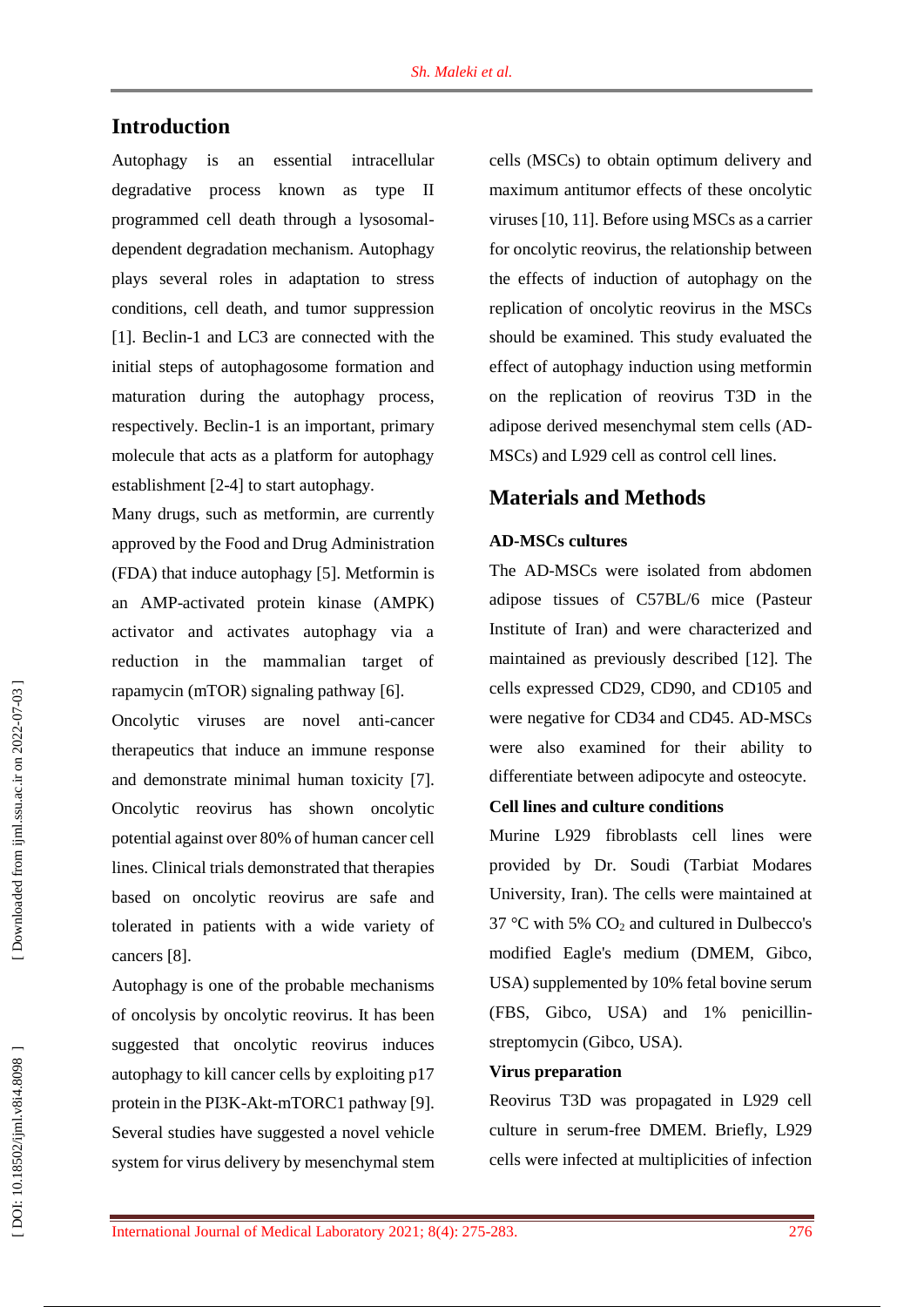## Introduction

Autophagy is an essential intracellular degradative process known as type II programmed cell death through a lysosomal-dependent degradation mechanism. Autophagy plays several roles in adaptation to stress conditions, cell death, and tumor suppression [1]. Beclin-1 and LC3 are connected with the initial steps of autophagosome formation and maturation during the autophagy process, respectively. Beclin-1 is an important, primary molecule that acts as a platform for autophagy establishment [2-4] to start autophagy.

Many drugs, such as metformin, are currently approved by the Food and Drug Administration (FDA) that induce autophagy [5]. Metformin is an AMP-activated protein kinase (AMPK) activator and activates autophagy via a reduction in the mammalian target of rapamycin (mTOR) signaling pathway [6].

Oncolytic viruses are novel anti-cancer therapeutics that induce an immune response and demonstrate minimal human toxicity [7]. Oncolytic reovirus has shown oncolytic potential against over 80% of human cancer cell lines. Clinical trials demonstrated that therapies based on oncolytic reovirus are safe and tolerated in patients with a wide variety of cancers [8].

Autophagy is one of the probable mechanisms of oncolysis by oncolytic reovirus. It has been suggested that oncolytic reovirus induces autophagy to kill cancer cells by exploiting p17 protein in the PI3K-Akt-mTORC1 pathway [9]. Several studies have suggested a novel vehicle system for virus delivery by mesenchymal stem cells (MSCs) to obtain optimum delivery and maximum antitumor effects of these oncolytic viruses [10, 11]. Before using MSCs as a carrier for oncolytic reovirus, the relationship between the effects of induction of autophagy on the replication of oncolytic reovirus in the MSCs should be examined. This study evaluated the effect of autophagy induction using metformin on the replication of reovirus T3D in the adipose derived mesenchymal stem cells (AD-MSCs) and L929 cell as control cell lines.

## Materials and Methods

### AD-MSCs cultures

The AD-MSCs were isolated from abdomen adipose tissues of C57BL/6 mice (Pasteur Institute of Iran) and were characterized and maintained as previously described [12]. The cells expressed CD29, CD90, and CD105 and were negative for CD34 and CD45. AD-MSCs were also examined for their ability to differentiate between adipocyte and osteocyte.

### Cell lines and culture conditions

Murine L929 fibroblasts cell lines were provided by Dr. Soudi (Tarbiat Modares University, Iran). The cells were maintained at 37 °C with 5% $CO_2$ and cultured in Dulbecco's modified Eagle's medium (DMEM, Gibco, USA) supplemented by 10% fetal bovine serum (FBS, Gibco, USA) and 1% penicillin-streptomycin (Gibco, USA).

### Virus preparation

Reovirus T3D was propagated in L929 cell culture in serum-free DMEM. Briefly, L929 cells were infected at multiplicities of infection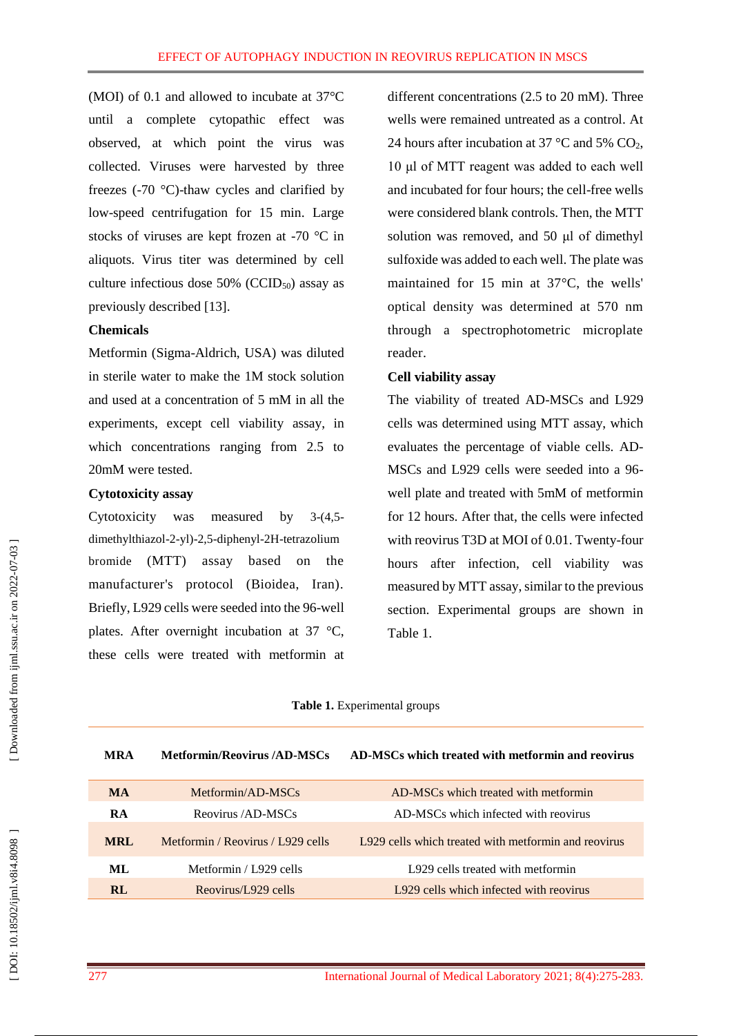(MOI) of 0.1 and allowed to incubate at 37°C until a complete cytopathic effect was observed, at which point the virus was collected. Viruses were harvested by three freezes (-70 °C)-thaw cycles and clarified by low-speed centrifugation for 15 min. Large stocks of viruses are kept frozen at -70 °C in aliquots. Virus titer was determined by cell culture infectious dose 50% ($CCID_{50}$) assay as previously described [13].

**Chemicals**

Metformin (Sigma-Aldrich, USA) was diluted in sterile water to make the 1M stock solution and used at a concentration of 5 mM in all the experiments, except cell viability assay, in which concentrations ranging from 2.5 to 20mM were tested.

**Cytotoxicity assay**

Cytotoxicity was measured by 3-(4,5-dimethylthiazol-2-yl)-2,5-diphenyl-2H-tetrazolium bromide (MTT) assay based on the manufacturer's protocol (Bioidea, Iran). Briefly, L929 cells were seeded into the 96-well plates. After overnight incubation at 37 °C, these cells were treated with metformin at different concentrations (2.5 to 20 mM). Three wells were remained untreated as a control. At 24 hours after incubation at 37 °C and 5% $CO_2$, 10 μl of MTT reagent was added to each well and incubated for four hours; the cell-free wells were considered blank controls. Then, the MTT solution was removed, and 50 μl of dimethyl sulfoxide was added to each well. The plate was maintained for 15 min at 37°C, the wells' optical density was determined at 570 nm through a spectrophotometric microplate reader.

**Cell viability assay**

The viability of treated AD-MSCs and L929 cells was determined using MTT assay, which evaluates the percentage of viable cells. AD-MSCs and L929 cells were seeded into a 96-well plate and treated with 5mM of metformin for 12 hours. After that, the cells were infected with reovirus T3D at MOI of 0.01. Twenty-four hours after infection, cell viability was measured by MTT assay, similar to the previous section. Experimental groups are shown in Table 1.

**Table 1.** Experimental groups

| MRA | Metformin/Reovirus /AD-MSCs | AD-MSCs which treated with metformin and reovirus |
|---|---|---|
| MA | Metformin/AD-MSCs | AD-MSCs which treated with metformin |
| RA | Reovirus /AD-MSCs | AD-MSCs which infected with reovirus |
| MRL | Metformin / Reovirus / L929 cells | L929 cells which treated with metformin and reovirus |
| ML | Metformin / L929 cells | L929 cells treated with metformin |
| RL | Reovirus/L929 cells | L929 cells which infected with reovirus |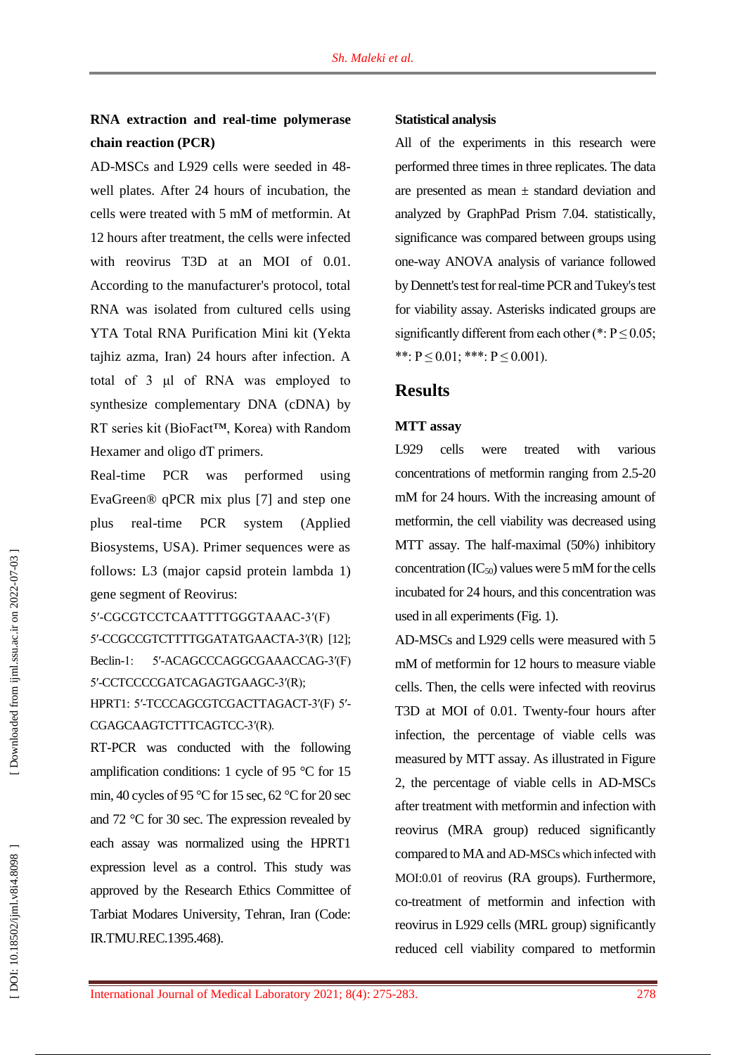### RNA extraction and real-time polymerase chain reaction (PCR)

AD-MSCs and L929 cells were seeded in 48-well plates. After 24 hours of incubation, the cells were treated with 5 mM of metformin. At 12 hours after treatment, the cells were infected with reovirus T3D at an MOI of 0.01. According to the manufacturer's protocol, total RNA was isolated from cultured cells using YTA Total RNA Purification Mini kit (Yekta tajhiz azma, Iran) 24 hours after infection. A total of 3 µl of RNA was employed to synthesize complementary DNA (cDNA) by RT series kit (BioFact™, Korea) with Random Hexamer and oligo dT primers.

Real-time PCR was performed using EvaGreen® qPCR mix plus [7] and step one plus real-time PCR system (Applied Biosystems, USA). Primer sequences were as follows: L3 (major capsid protein lambda 1) gene segment of Reovirus:

5′-CGCGTCCTCAATTTTGGGTAAAC-3′(F)
5′-CCGCCGTCTTTTGGATATGAACTA-3′(R) [12];
Beclin-1: 5′-ACAGCCCAGGCGAAACCAG-3′(F)
5′-CCTCCCCGATCAGAGTGAAGC-3′(R);
HPRT1: 5′-TCCCAGCGTCGACTTAGACT-3′(F) 5′-CGAGCAAGTCTTTCAGTCC-3′(R).

RT-PCR was conducted with the following amplification conditions: 1 cycle of 95 °C for 15 min, 40 cycles of 95 °C for 15 sec, 62 °C for 20 sec and 72 °C for 30 sec. The expression revealed by each assay was normalized using the HPRT1 expression level as a control. This study was approved by the Research Ethics Committee of Tarbiat Modares University, Tehran, Iran (Code: IR.TMU.REC.1395.468).

### Statistical analysis

All of the experiments in this research were performed three times in three replicates. The data are presented as mean ± standard deviation and analyzed by GraphPad Prism 7.04. statistically, significance was compared between groups using one-way ANOVA analysis of variance followed by Dennett's test for real-time PCR and Tukey's test for viability assay. Asterisks indicated groups are significantly different from each other (*: $P \leq 0.05$; **: $P \leq 0.01$; ***: $P \leq 0.001$).

## Results

### MTT assay

L929 cells were treated with various concentrations of metformin ranging from 2.5-20 mM for 24 hours. With the increasing amount of metformin, the cell viability was decreased using MTT assay. The half-maximal (50%) inhibitory concentration ($IC_{50}$) values were 5 mM for the cells incubated for 24 hours, and this concentration was used in all experiments (Fig. 1).

AD-MSCs and L929 cells were measured with 5 mM of metformin for 12 hours to measure viable cells. Then, the cells were infected with reovirus T3D at MOI of 0.01. Twenty-four hours after infection, the percentage of viable cells was measured by MTT assay. As illustrated in Figure 2, the percentage of viable cells in AD-MSCs after treatment with metformin and infection with reovirus (MRA group) reduced significantly compared to MA and AD-MSCs which infected with MOI:0.01 of reovirus (RA groups). Furthermore, co-treatment of metformin and infection with reovirus in L929 cells (MRL group) significantly reduced cell viability compared to metformin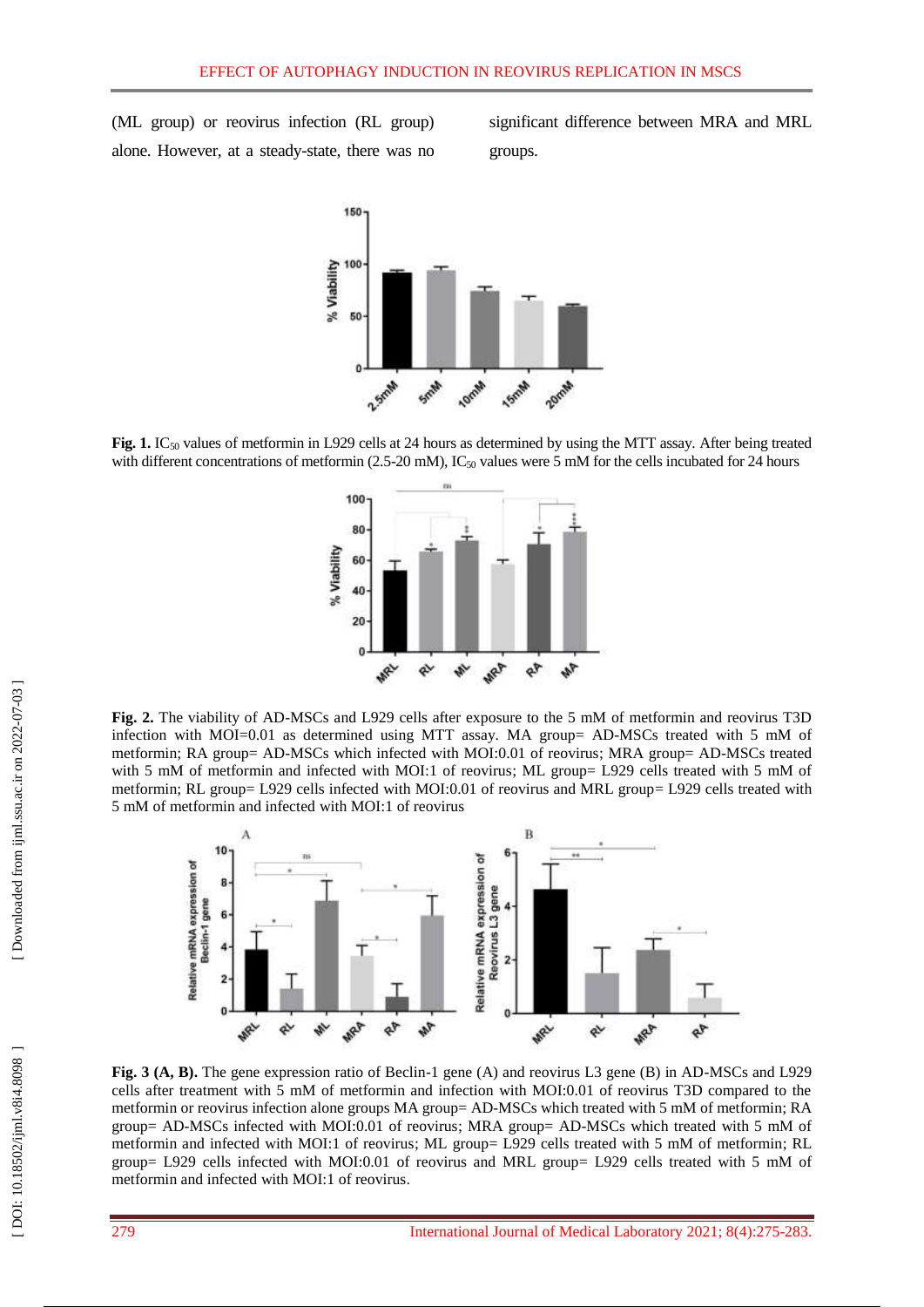(ML group) or reovirus infection (RL group) alone. However, at a steady-state, there was no significant difference between MRA and MRL groups.

**Fig. 1.** $IC_{50}$ values of metformin in L929 cells at 24 hours as determined by using the MTT assay. After being treated with different concentrations of metformin (2.5-20 mM), $IC_{50}$ values were 5 mM for the cells incubated for 24 hours

**Fig. 2.** The viability of AD-MSCs and L929 cells after exposure to the 5 mM of metformin and reovirus T3D infection with MOI=0.01 as determined using MTT assay. MA group= AD-MSCs treated with 5 mM of metformin; RA group= AD-MSCs which infected with MOI:0.01 of reovirus; MRA group= AD-MSCs treated with 5 mM of metformin and infected with MOI:1 of reovirus; ML group= L929 cells treated with 5 mM of metformin; RL group= L929 cells infected with MOI:0.01 of reovirus and MRL group= L929 cells treated with 5 mM of metformin and infected with MOI:1 of reovirus

**Fig. 3 (A, B).** The gene expression ratio of Beclin-1 gene (A) and reovirus L3 gene (B) in AD-MSCs and L929 cells after treatment with 5 mM of metformin and infection with MOI:0.01 of reovirus T3D compared to the metformin or reovirus infection alone groups MA group= AD-MSCs which treated with 5 mM of metformin; RA group= AD-MSCs infected with MOI:0.01 of reovirus; MRA group= AD-MSCs which treated with 5 mM of metformin and infected with MOI:1 of reovirus; ML group= L929 cells treated with 5 mM of metformin; RL group= L929 cells infected with MOI:0.01 of reovirus and MRL group= L929 cells treated with 5 mM of metformin and infected with MOI:1 of reovirus.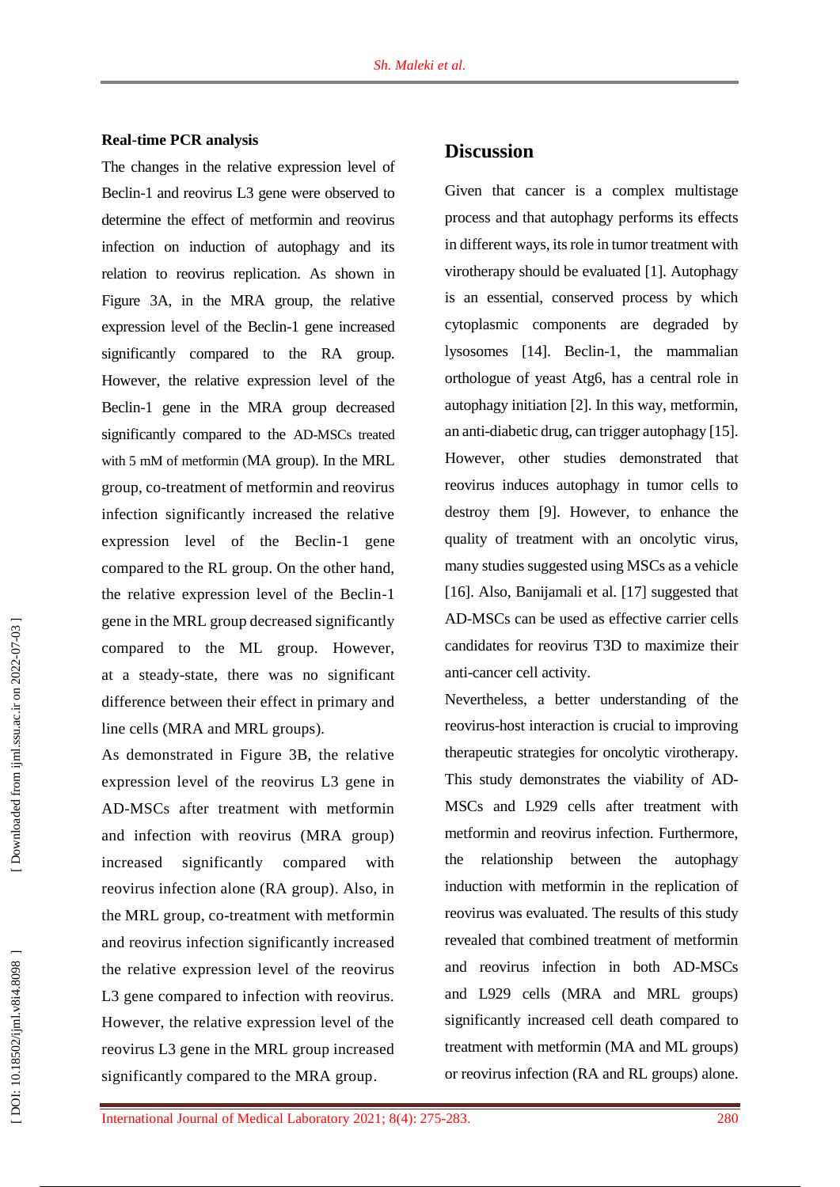### Real-time PCR analysis

The changes in the relative expression level of Beclin-1 and reovirus L3 gene were observed to determine the effect of metformin and reovirus infection on induction of autophagy and its relation to reovirus replication. As shown in Figure 3A, in the MRA group, the relative expression level of the Beclin-1 gene increased significantly compared to the RA group. However, the relative expression level of the Beclin-1 gene in the MRA group decreased significantly compared to the AD-MSCs treated with 5 mM of metformin (MA group). In the MRL group, co-treatment of metformin and reovirus infection significantly increased the relative expression level of the Beclin-1 gene compared to the RL group. On the other hand, the relative expression level of the Beclin-1 gene in the MRL group decreased significantly compared to the ML group. However, at a steady-state, there was no significant difference between their effect in primary and line cells (MRA and MRL groups).

As demonstrated in Figure 3B, the relative expression level of the reovirus L3 gene in AD-MSCs after treatment with metformin and infection with reovirus (MRA group) increased significantly compared with reovirus infection alone (RA group). Also, in the MRL group, co-treatment with metformin and reovirus infection significantly increased the relative expression level of the reovirus L3 gene compared to infection with reovirus. However, the relative expression level of the reovirus L3 gene in the MRL group increased significantly compared to the MRA group.

## Discussion

Given that cancer is a complex multistage process and that autophagy performs its effects in different ways, its role in tumor treatment with virotherapy should be evaluated [1]. Autophagy is an essential, conserved process by which cytoplasmic components are degraded by lysosomes [14]. Beclin-1, the mammalian orthologue of yeast Atg6, has a central role in autophagy initiation [2]. In this way, metformin, an anti-diabetic drug, can trigger autophagy [15]. However, other studies demonstrated that reovirus induces autophagy in tumor cells to destroy them [9]. However, to enhance the quality of treatment with an oncolytic virus, many studies suggested using MSCs as a vehicle [16]. Also, Banijamali et al. [17] suggested that AD-MSCs can be used as effective carrier cells candidates for reovirus T3D to maximize their anti-cancer cell activity.

Nevertheless, a better understanding of the reovirus-host interaction is crucial to improving therapeutic strategies for oncolytic virotherapy. This study demonstrates the viability of AD-MSCs and L929 cells after treatment with metformin and reovirus infection. Furthermore, the relationship between the autophagy induction with metformin in the replication of reovirus was evaluated. The results of this study revealed that combined treatment of metformin and reovirus infection in both AD-MSCs and L929 cells (MRA and MRL groups) significantly increased cell death compared to treatment with metformin (MA and ML groups) or reovirus infection (RA and RL groups) alone.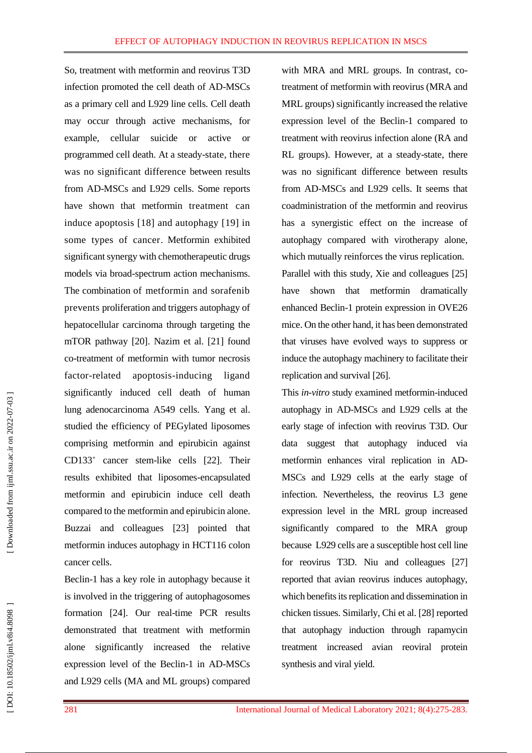So, treatment with metformin and reovirus T3D infection promoted the cell death of AD-MSCs as a primary cell and L929 line cells. Cell death may occur through active mechanisms, for example, cellular suicide or active or programmed cell death. At a steady-state, there was no significant difference between results from AD-MSCs and L929 cells. Some reports have shown that metformin treatment can induce apoptosis [18] and autophagy [19] in some types of cancer. Metformin exhibited significant synergy with chemotherapeutic drugs models via broad-spectrum action mechanisms. The combination of metformin and sorafenib prevents proliferation and triggers autophagy of hepatocellular carcinoma through targeting the mTOR pathway [20]. Nazim et al. [21] found co-treatment of metformin with tumor necrosis factor-related apoptosis-inducing ligand significantly induced cell death of human lung adenocarcinoma A549 cells. Yang et al. studied the efficiency of PEGylated liposomes comprising metformin and epirubicin against CD133+ cancer stem-like cells [22]. Their results exhibited that liposomes-encapsulated metformin and epirubicin induce cell death compared to the metformin and epirubicin alone. Buzzai and colleagues [23] pointed that metformin induces autophagy in HCT116 colon cancer cells.

Beclin-1 has a key role in autophagy because it is involved in the triggering of autophagosomes formation [24]. Our real-time PCR results demonstrated that treatment with metformin alone significantly increased the relative expression level of the Beclin-1 in AD-MSCs and L929 cells (MA and ML groups) compared with MRA and MRL groups. In contrast, co-treatment of metformin with reovirus (MRA and MRL groups) significantly increased the relative expression level of the Beclin-1 compared to treatment with reovirus infection alone (RA and RL groups). However, at a steady-state, there was no significant difference between results from AD-MSCs and L929 cells. It seems that coadministration of the metformin and reovirus has a synergistic effect on the increase of autophagy compared with virotherapy alone, which mutually reinforces the virus replication.

Parallel with this study, Xie and colleagues [25] have shown that metformin dramatically enhanced Beclin-1 protein expression in OVE26 mice. On the other hand, it has been demonstrated that viruses have evolved ways to suppress or induce the autophagy machinery to facilitate their replication and survival [26].

This *in-vitro* study examined metformin-induced autophagy in AD-MSCs and L929 cells at the early stage of infection with reovirus T3D. Our data suggest that autophagy induced via metformin enhances viral replication in AD-MSCs and L929 cells at the early stage of infection. Nevertheless, the reovirus L3 gene expression level in the MRL group increased significantly compared to the MRA group because L929 cells are a susceptible host cell line for reovirus T3D. Niu and colleagues [27] reported that avian reovirus induces autophagy, which benefits its replication and dissemination in chicken tissues. Similarly, Chi et al. [28] reported that autophagy induction through rapamycin treatment increased avian reoviral protein synthesis and viral yield.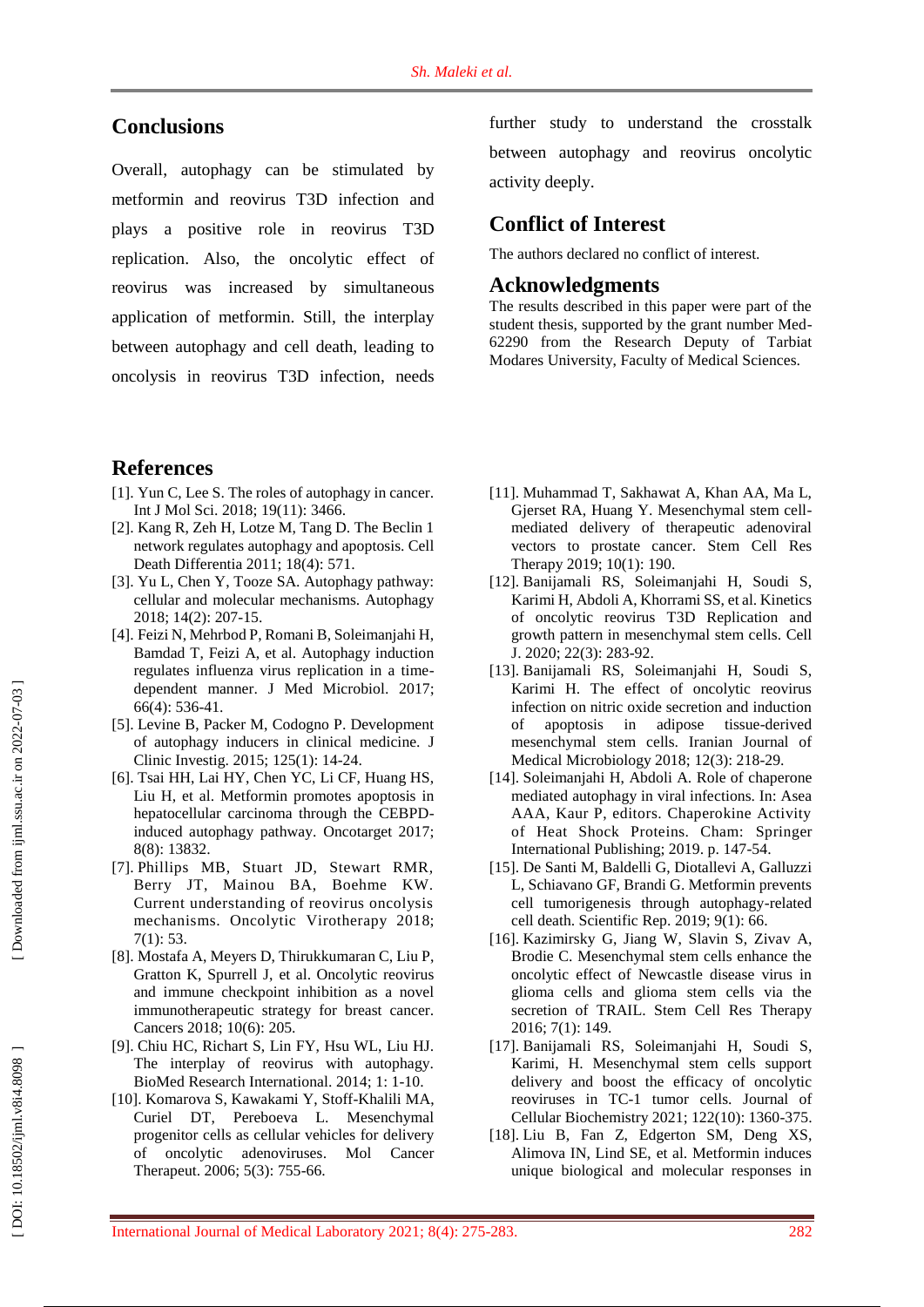## Conclusions

Overall, autophagy can be stimulated by metformin and reovirus T3D infection and plays a positive role in reovirus T3D replication. Also, the oncolytic effect of reovirus was increased by simultaneous application of metformin. Still, the interplay between autophagy and cell death, leading to oncolysis in reovirus T3D infection, needs further study to understand the crosstalk between autophagy and reovirus oncolytic activity deeply.

## Conflict of Interest

The authors declared no conflict of interest.

## Acknowledgments

The results described in this paper were part of the student thesis, supported by the grant number Med-62290 from the Research Deputy of Tarbiat Modares University, Faculty of Medical Sciences.

## References

[1]. Yun C, Lee S. The roles of autophagy in cancer. Int J Mol Sci. 2018; 19(11): 3466.

[2]. Kang R, Zeh H, Lotze M, Tang D. The Beclin 1 network regulates autophagy and apoptosis. Cell Death Differentia 2011; 18(4): 571.

[3]. Yu L, Chen Y, Tooze SA. Autophagy pathway: cellular and molecular mechanisms. Autophagy 2018; 14(2): 207-15.

[4]. Feizi N, Mehrbod P, Romani B, Soleimanjahi H, Bamdad T, Feizi A, et al. Autophagy induction regulates influenza virus replication in a time-dependent manner. J Med Microbiol. 2017; 66(4): 536-41.

[5]. Levine B, Packer M, Codogno P. Development of autophagy inducers in clinical medicine. J Clinic Investig. 2015; 125(1): 14-24.

[6]. Tsai HH, Lai HY, Chen YC, Li CF, Huang HS, Liu H, et al. Metformin promotes apoptosis in hepatocellular carcinoma through the CEBPD-induced autophagy pathway. Oncotarget 2017; 8(8): 13832.

[7]. Phillips MB, Stuart JD, Stewart RMR, Berry JT, Mainou BA, Boehme KW. Current understanding of reovirus oncolysis mechanisms. Oncolytic Virotherapy 2018; 7(1): 53.

[8]. Mostafa A, Meyers D, Thirukkumaran C, Liu P, Gratton K, Spurrell J, et al. Oncolytic reovirus and immune checkpoint inhibition as a novel immunotherapeutic strategy for breast cancer. Cancers 2018; 10(6): 205.

[9]. Chiu HC, Richart S, Lin FY, Hsu WL, Liu HJ. The interplay of reovirus with autophagy. BioMed Research International. 2014; 1: 1-10.

[10]. Komarova S, Kawakami Y, Stoff-Khalili MA, Curiel DT, Pereboeva L. Mesenchymal progenitor cells as cellular vehicles for delivery of oncolytic adenoviruses. Mol Cancer Therapeut. 2006; 5(3): 755-66.

[11]. Muhammad T, Sakhawat A, Khan AA, Ma L, Gjerset RA, Huang Y. Mesenchymal stem cell-mediated delivery of therapeutic adenoviral vectors to prostate cancer. Stem Cell Res Therapy 2019; 10(1): 190.

[12]. Banijamali RS, Soleimanjahi H, Soudi S, Karimi H, Abdoli A, Khorrami SS, et al. Kinetics of oncolytic reovirus T3D Replication and growth pattern in mesenchymal stem cells. Cell J. 2020; 22(3): 283-92.

[13]. Banijamali RS, Soleimanjahi H, Soudi S, Karimi H. The effect of oncolytic reovirus infection on nitric oxide secretion and induction of apoptosis in adipose tissue-derived mesenchymal stem cells. Iranian Journal of Medical Microbiology 2018; 12(3): 218-29.

[14]. Soleimanjahi H, Abdoli A. Role of chaperone mediated autophagy in viral infections. In: Asea AAA, Kaur P, editors. Chaperokine Activity of Heat Shock Proteins. Cham: Springer International Publishing; 2019. p. 147-54.

[15]. De Santi M, Baldelli G, Diotallevi A, Galluzzi L, Schiavano GF, Brandi G. Metformin prevents cell tumorigenesis through autophagy-related cell death. Scientific Rep. 2019; 9(1): 66.

[16]. Kazimirsky G, Jiang W, Slavin S, Zivav A, Brodie C. Mesenchymal stem cells enhance the oncolytic effect of Newcastle disease virus in glioma cells and glioma stem cells via the secretion of TRAIL. Stem Cell Res Therapy 2016; 7(1): 149.

[17]. Banijamali RS, Soleimanjahi H, Soudi S, Karimi, H. Mesenchymal stem cells support delivery and boost the efficacy of oncolytic reoviruses in TC-1 tumor cells. Journal of Cellular Biochemistry 2021; 122(10): 1360-375.

[18]. Liu B, Fan Z, Edgerton SM, Deng XS, Alimova IN, Lind SE, et al. Metformin induces unique biological and molecular responses in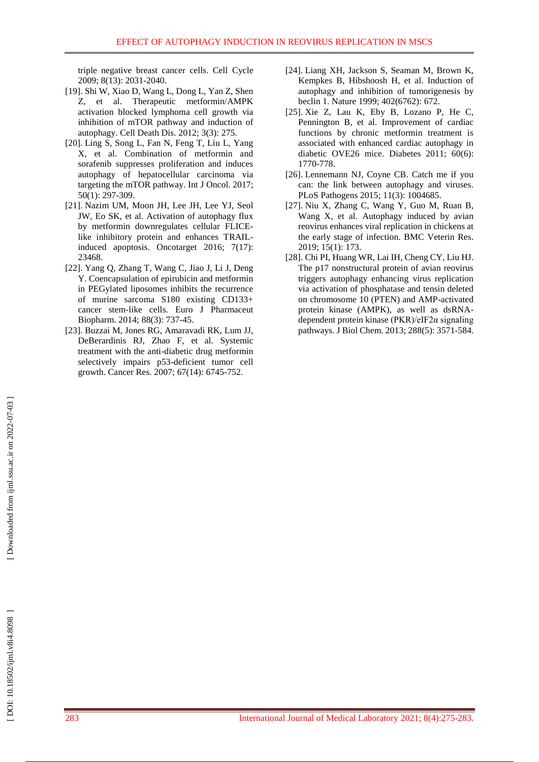triple negative breast cancer cells. Cell Cycle 2009; 8(13): 2031-2040.

[19]. Shi W, Xiao D, Wang L, Dong L, Yan Z, Shen Z, et al. Therapeutic metformin/AMPK activation blocked lymphoma cell growth via inhibition of mTOR pathway and induction of autophagy. Cell Death Dis. 2012; 3(3): 275.

[20]. Ling S, Song L, Fan N, Feng T, Liu L, Yang X, et al. Combination of metformin and sorafenib suppresses proliferation and induces autophagy of hepatocellular carcinoma via targeting the mTOR pathway. Int J Oncol. 2017; 50(1): 297-309.

[21]. Nazim UM, Moon JH, Lee JH, Lee YJ, Seol JW, Eo SK, et al. Activation of autophagy flux by metformin downregulates cellular FLICE-like inhibitory protein and enhances TRAIL-induced apoptosis. Oncotarget 2016; 7(17): 23468.

[22]. Yang Q, Zhang T, Wang C, Jiao J, Li J, Deng Y. Coencapsulation of epirubicin and metformin in PEGylated liposomes inhibits the recurrence of murine sarcoma S180 existing CD133+ cancer stem-like cells. Euro J Pharmaceut Biopharm. 2014; 88(3): 737-45.

[23]. Buzzai M, Jones RG, Amaravadi RK, Lum JJ, DeBerardinis RJ, Zhao F, et al. Systemic treatment with the anti-diabetic drug metformin selectively impairs p53-deficient tumor cell growth. Cancer Res. 2007; 67(14): 6745-752.

[24]. Liang XH, Jackson S, Seaman M, Brown K, Kempkes B, Hibshoosh H, et al. Induction of autophagy and inhibition of tumorigenesis by beclin 1. Nature 1999; 402(6762): 672.

[25]. Xie Z, Lau K, Eby B, Lozano P, He C, Pennington B, et al. Improvement of cardiac functions by chronic metformin treatment is associated with enhanced cardiac autophagy in diabetic OVE26 mice. Diabetes 2011; 60(6): 1770-778.

[26]. Lennemann NJ, Coyne CB. Catch me if you can: the link between autophagy and viruses. PLoS Pathogens 2015; 11(3): 1004685.

[27]. Niu X, Zhang C, Wang Y, Guo M, Ruan B, Wang X, et al. Autophagy induced by avian reovirus enhances viral replication in chickens at the early stage of infection. BMC Veterin Res. 2019; 15(1): 173.

[28]. Chi PI, Huang WR, Lai IH, Cheng CY, Liu HJ. The p17 nonstructural protein of avian reovirus triggers autophagy enhancing virus replication via activation of phosphatase and tensin deleted on chromosome 10 (PTEN) and AMP-activated protein kinase (AMPK), as well as dsRNA-dependent protein kinase (PKR)/eIF2α signaling pathways. J Biol Chem. 2013; 288(5): 3571-584.